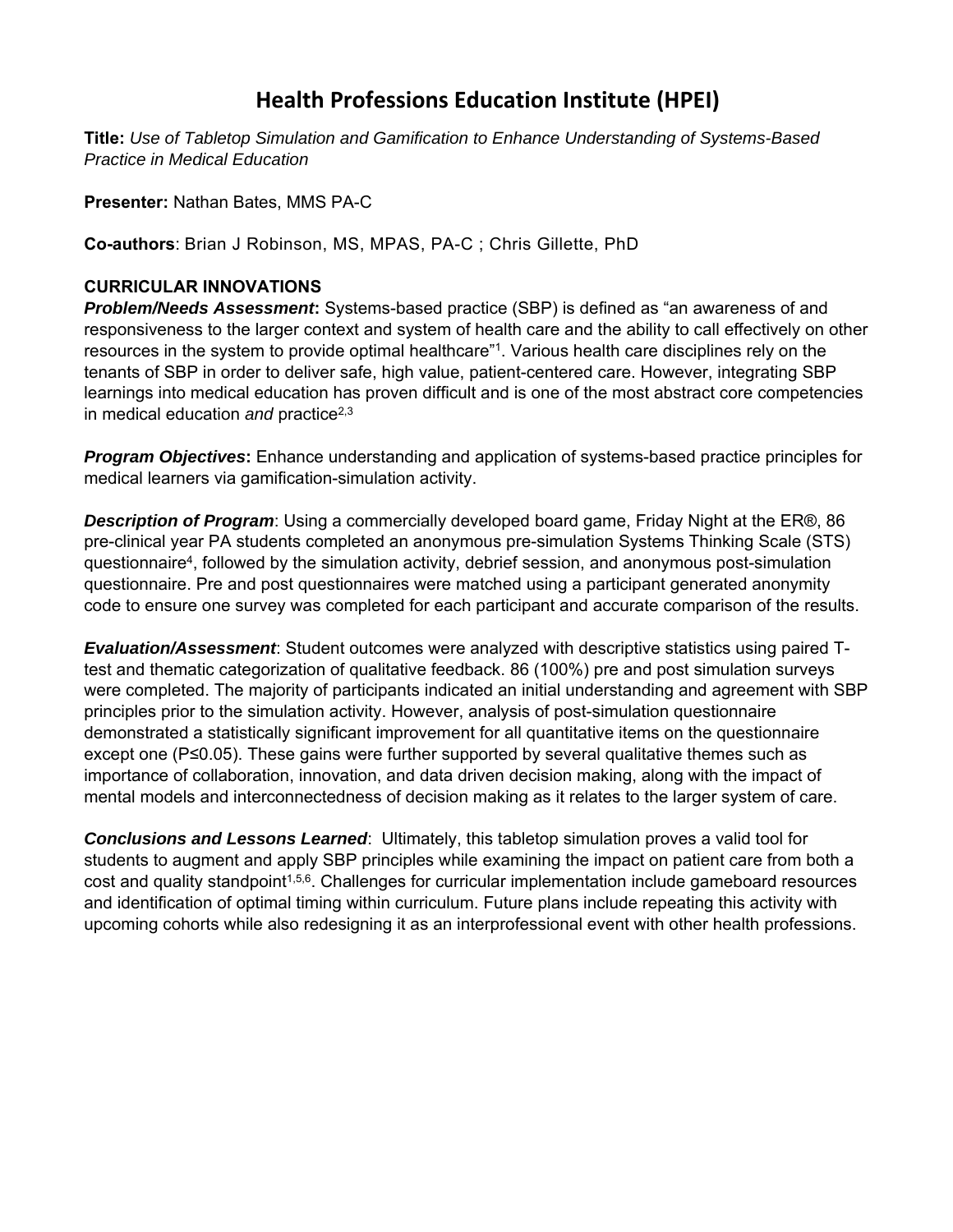# Health Professions Education Institute (HPEI)

**Title:** *Use of Tabletop Simulation and Gamification to Enhance Understanding of Systems-Based Practice in Medical Education*

**Presenter:** Nathan Bates, MMS PA-C

**Co-authors**: Brian J Robinson, MS, MPAS, PA-C ; Chris Gillette, PhD

**CURRICULAR INNOVATIONS**

***Problem/Needs Assessment*:** Systems-based practice (SBP) is defined as "an awareness of and responsiveness to the larger context and system of health care and the ability to call effectively on other resources in the system to provide optimal healthcare"[1]. Various health care disciplines rely on the tenants of SBP in order to deliver safe, high value, patient-centered care. However, integrating SBP learnings into medical education has proven difficult and is one of the most abstract core competencies in medical education *and* practice[2,3]

***Program Objectives*:** Enhance understanding and application of systems-based practice principles for medical learners via gamification-simulation activity.

***Description of Program***: Using a commercially developed board game, Friday Night at the ER®, 86 pre-clinical year PA students completed an anonymous pre-simulation Systems Thinking Scale (STS) questionnaire[4], followed by the simulation activity, debrief session, and anonymous post-simulation questionnaire. Pre and post questionnaires were matched using a participant generated anonymity code to ensure one survey was completed for each participant and accurate comparison of the results.

***Evaluation/Assessment***: Student outcomes were analyzed with descriptive statistics using paired T-test and thematic categorization of qualitative feedback. 86 (100%) pre and post simulation surveys were completed. The majority of participants indicated an initial understanding and agreement with SBP principles prior to the simulation activity. However, analysis of post-simulation questionnaire demonstrated a statistically significant improvement for all quantitative items on the questionnaire except one ($P \leq 0.05$). These gains were further supported by several qualitative themes such as importance of collaboration, innovation, and data driven decision making, along with the impact of mental models and interconnectedness of decision making as it relates to the larger system of care.

***Conclusions and Lessons Learned***: Ultimately, this tabletop simulation proves a valid tool for students to augment and apply SBP principles while examining the impact on patient care from both a cost and quality standpoint[1,5,6]. Challenges for curricular implementation include gameboard resources and identification of optimal timing within curriculum. Future plans include repeating this activity with upcoming cohorts while also redesigning it as an interprofessional event with other health professions.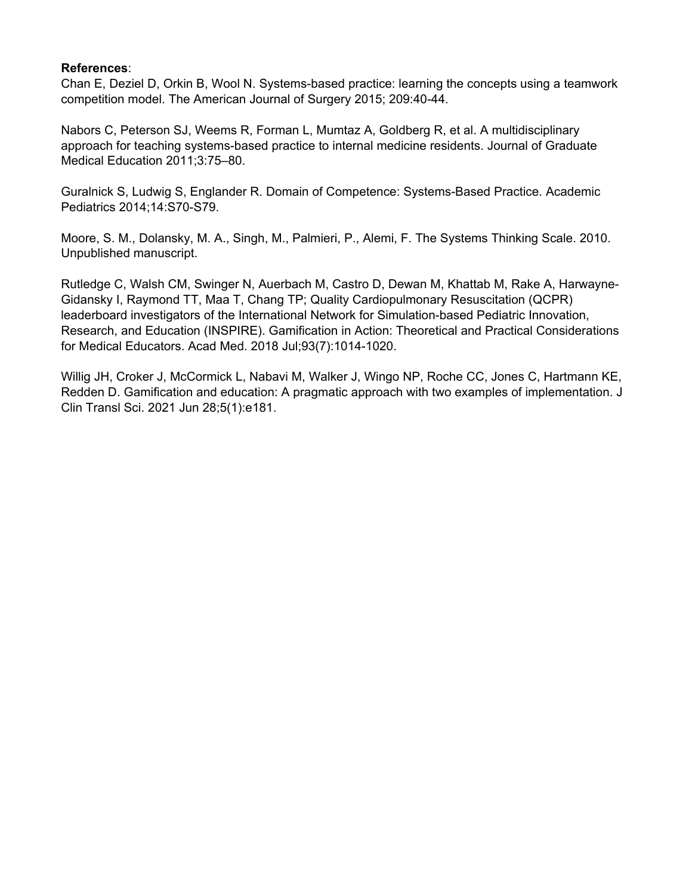**References**:

Chan E, Deziel D, Orkin B, Wool N. Systems-based practice: learning the concepts using a teamwork competition model. The American Journal of Surgery 2015; 209:40-44.

Nabors C, Peterson SJ, Weems R, Forman L, Mumtaz A, Goldberg R, et al. A multidisciplinary approach for teaching systems-based practice to internal medicine residents. Journal of Graduate Medical Education 2011;3:75–80.

Guralnick S, Ludwig S, Englander R. Domain of Competence: Systems-Based Practice. Academic Pediatrics 2014;14:S70-S79.

Moore, S. M., Dolansky, M. A., Singh, M., Palmieri, P., Alemi, F. The Systems Thinking Scale. 2010. Unpublished manuscript.

Rutledge C, Walsh CM, Swinger N, Auerbach M, Castro D, Dewan M, Khattab M, Rake A, Harwayne-Gidansky I, Raymond TT, Maa T, Chang TP; Quality Cardiopulmonary Resuscitation (QCPR) leaderboard investigators of the International Network for Simulation-based Pediatric Innovation, Research, and Education (INSPIRE). Gamification in Action: Theoretical and Practical Considerations for Medical Educators. Acad Med. 2018 Jul;93(7):1014-1020.

Willig JH, Croker J, McCormick L, Nabavi M, Walker J, Wingo NP, Roche CC, Jones C, Hartmann KE, Redden D. Gamification and education: A pragmatic approach with two examples of implementation. J Clin Transl Sci. 2021 Jun 28;5(1):e181.